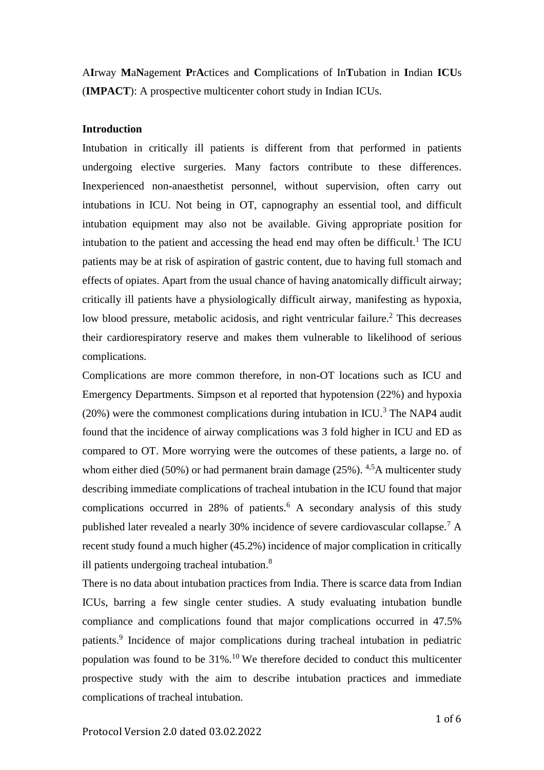A**I**rway **M**a**N**agement **P**r**A**ctices and **C**omplications of In**T**ubation in **I**ndian **ICU**s (**IMPACT**): A prospective multicenter cohort study in Indian ICUs.

**Introduction**

Intubation in critically ill patients is different from that performed in patients undergoing elective surgeries. Many factors contribute to these differences. Inexperienced non-anaesthetist personnel, without supervision, often carry out intubations in ICU. Not being in OT, capnography an essential tool, and difficult intubation equipment may also not be available. Giving appropriate position for intubation to the patient and accessing the head end may often be difficult.[1] The ICU patients may be at risk of aspiration of gastric content, due to having full stomach and effects of opiates. Apart from the usual chance of having anatomically difficult airway; critically ill patients have a physiologically difficult airway, manifesting as hypoxia, low blood pressure, metabolic acidosis, and right ventricular failure.[2] This decreases their cardiorespiratory reserve and makes them vulnerable to likelihood of serious complications.

Complications are more common therefore, in non-OT locations such as ICU and Emergency Departments. Simpson et al reported that hypotension (22%) and hypoxia (20%) were the commonest complications during intubation in ICU.[3] The NAP4 audit found that the incidence of airway complications was 3 fold higher in ICU and ED as compared to OT. More worrying were the outcomes of these patients, a large no. of whom either died (50%) or had permanent brain damage (25%). [4,5]A multicenter study describing immediate complications of tracheal intubation in the ICU found that major complications occurred in 28% of patients.[6] A secondary analysis of this study published later revealed a nearly 30% incidence of severe cardiovascular collapse.[7] A recent study found a much higher (45.2%) incidence of major complication in critically ill patients undergoing tracheal intubation.[8]

There is no data about intubation practices from India. There is scarce data from Indian ICUs, barring a few single center studies. A study evaluating intubation bundle compliance and complications found that major complications occurred in 47.5% patients.[9] Incidence of major complications during tracheal intubation in pediatric population was found to be 31%.[10] We therefore decided to conduct this multicenter prospective study with the aim to describe intubation practices and immediate complications of tracheal intubation.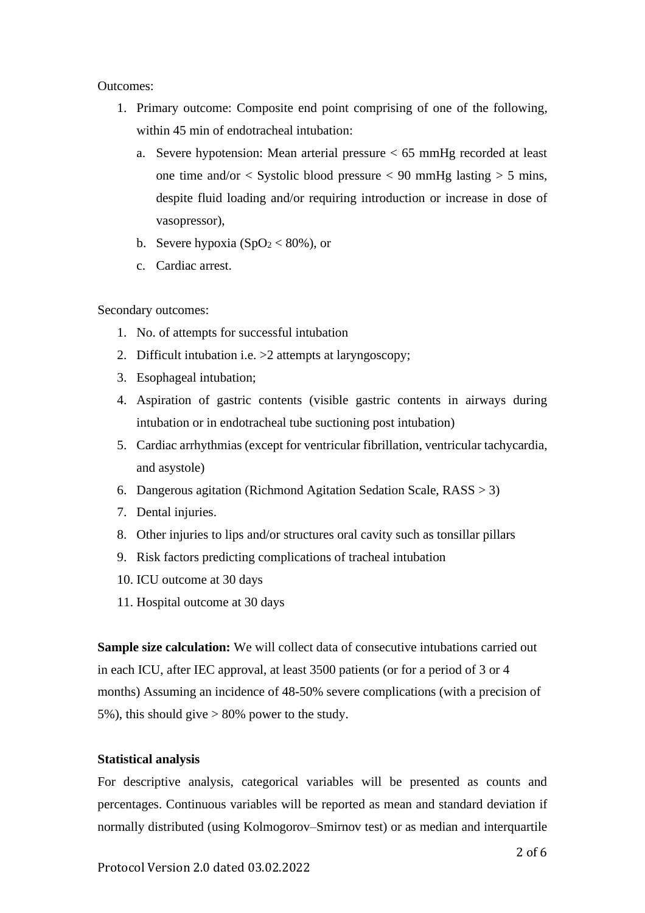Outcomes:

1. Primary outcome: Composite end point comprising of one of the following, within 45 min of endotracheal intubation:
   a. Severe hypotension: Mean arterial pressure < 65 mmHg recorded at least one time and/or < Systolic blood pressure < 90 mmHg lasting > 5 mins, despite fluid loading and/or requiring introduction or increase in dose of vasopressor),
   b. Severe hypoxia ($SpO_2$ < 80%), or
   c. Cardiac arrest.

Secondary outcomes:

1. No. of attempts for successful intubation
2. Difficult intubation i.e. >2 attempts at laryngoscopy;
3. Esophageal intubation;
4. Aspiration of gastric contents (visible gastric contents in airways during intubation or in endotracheal tube suctioning post intubation)
5. Cardiac arrhythmias (except for ventricular fibrillation, ventricular tachycardia, and asystole)
6. Dangerous agitation (Richmond Agitation Sedation Scale, RASS > 3)
7. Dental injuries.
8. Other injuries to lips and/or structures oral cavity such as tonsillar pillars
9. Risk factors predicting complications of tracheal intubation
10. ICU outcome at 30 days
11. Hospital outcome at 30 days

**Sample size calculation:** We will collect data of consecutive intubations carried out in each ICU, after IEC approval, at least 3500 patients (or for a period of 3 or 4 months) Assuming an incidence of 48-50% severe complications (with a precision of 5%), this should give > 80% power to the study.

**Statistical analysis**

For descriptive analysis, categorical variables will be presented as counts and percentages. Continuous variables will be reported as mean and standard deviation if normally distributed (using Kolmogorov–Smirnov test) or as median and interquartile

Protocol Version 2.0 dated 03.02.2022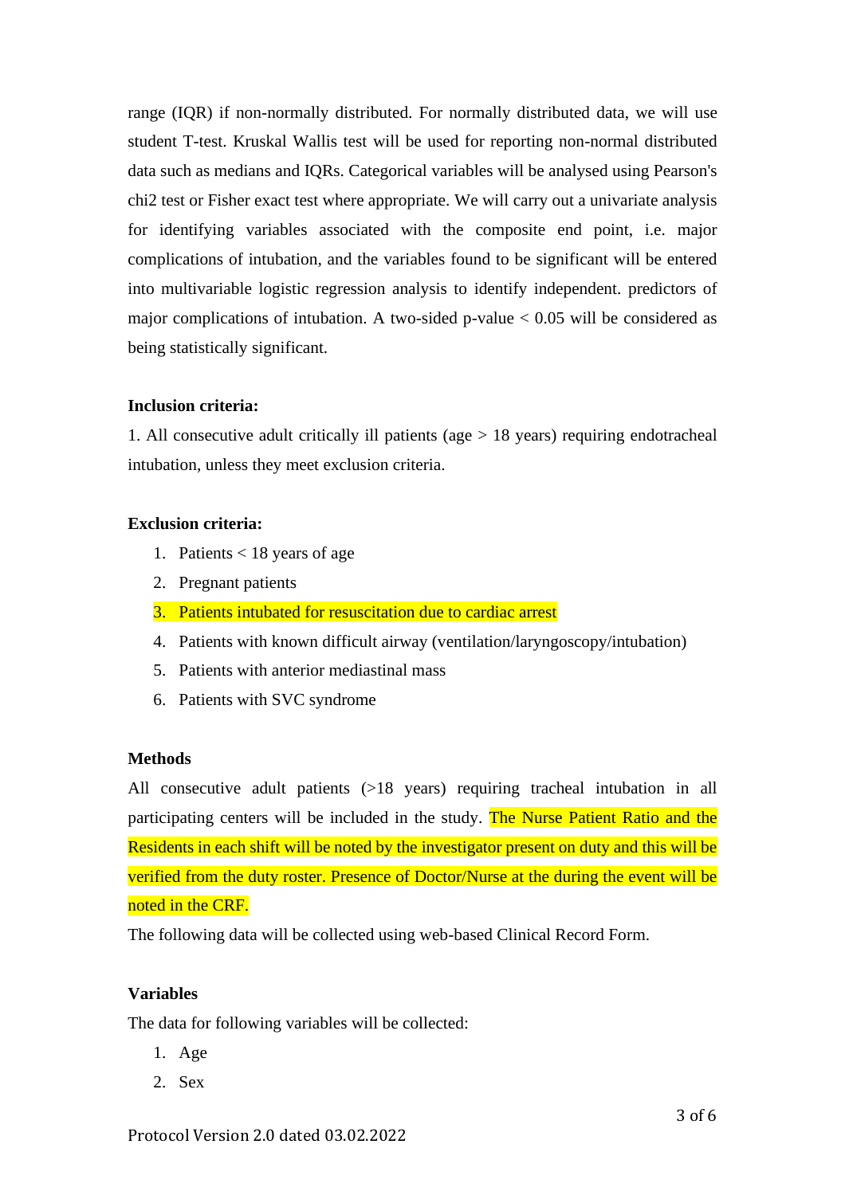range (IQR) if non-normally distributed. For normally distributed data, we will use student T-test. Kruskal Wallis test will be used for reporting non-normal distributed data such as medians and IQRs. Categorical variables will be analysed using Pearson's chi2 test or Fisher exact test where appropriate. We will carry out a univariate analysis for identifying variables associated with the composite end point, i.e. major complications of intubation, and the variables found to be significant will be entered into multivariable logistic regression analysis to identify independent. predictors of major complications of intubation. A two-sided p-value < 0.05 will be considered as being statistically significant.

**Inclusion criteria:**

1. All consecutive adult critically ill patients (age > 18 years) requiring endotracheal intubation, unless they meet exclusion criteria.

**Exclusion criteria:**

1. Patients < 18 years of age
2. Pregnant patients
3. Patients intubated for resuscitation due to cardiac arrest
4. Patients with known difficult airway (ventilation/laryngoscopy/intubation)
5. Patients with anterior mediastinal mass
6. Patients with SVC syndrome

**Methods**

All consecutive adult patients (>18 years) requiring tracheal intubation in all participating centers will be included in the study. The Nurse Patient Ratio and the Residents in each shift will be noted by the investigator present on duty and this will be verified from the duty roster. Presence of Doctor/Nurse at the during the event will be noted in the CRF.

The following data will be collected using web-based Clinical Record Form.

**Variables**

The data for following variables will be collected:

1. Age
2. Sex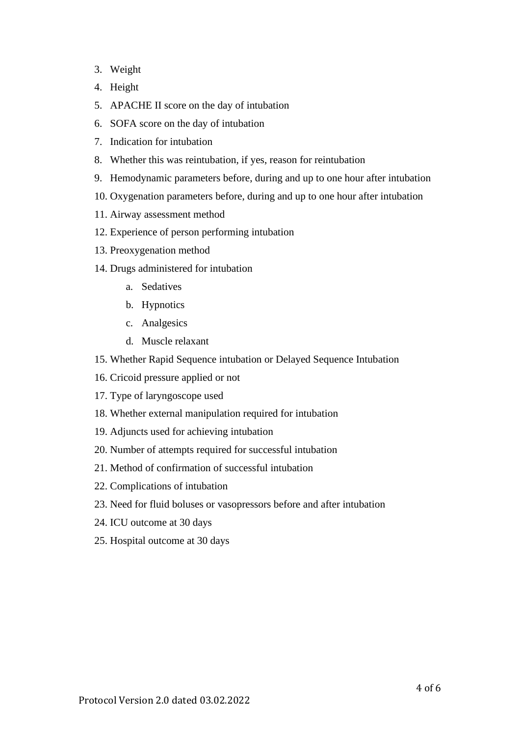3. Weight
4. Height
5. APACHE II score on the day of intubation
6. SOFA score on the day of intubation
7. Indication for intubation
8. Whether this was reintubation, if yes, reason for reintubation
9. Hemodynamic parameters before, during and up to one hour after intubation
10. Oxygenation parameters before, during and up to one hour after intubation
11. Airway assessment method
12. Experience of person performing intubation
13. Preoxygenation method
14. Drugs administered for intubation
    a. Sedatives
    b. Hypnotics
    c. Analgesics
    d. Muscle relaxant
15. Whether Rapid Sequence intubation or Delayed Sequence Intubation
16. Cricoid pressure applied or not
17. Type of laryngoscope used
18. Whether external manipulation required for intubation
19. Adjuncts used for achieving intubation
20. Number of attempts required for successful intubation
21. Method of confirmation of successful intubation
22. Complications of intubation
23. Need for fluid boluses or vasopressors before and after intubation
24. ICU outcome at 30 days
25. Hospital outcome at 30 days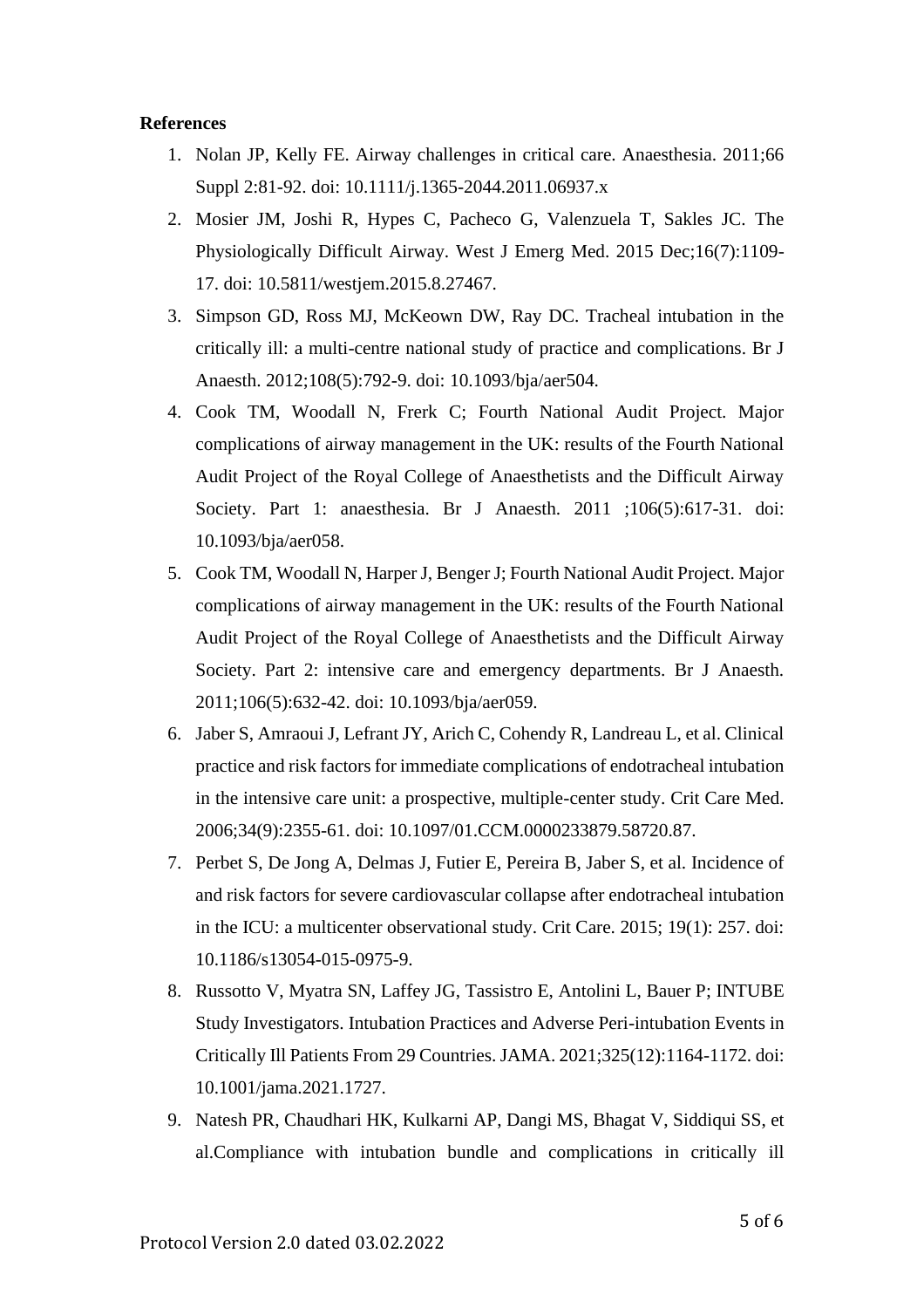**References**

1. Nolan JP, Kelly FE. Airway challenges in critical care. Anaesthesia. 2011;66 Suppl 2:81-92. doi: 10.1111/j.1365-2044.2011.06937.x
2. Mosier JM, Joshi R, Hypes C, Pacheco G, Valenzuela T, Sakles JC. The Physiologically Difficult Airway. West J Emerg Med. 2015 Dec;16(7):1109-17. doi: 10.5811/westjem.2015.8.27467.
3. Simpson GD, Ross MJ, McKeown DW, Ray DC. Tracheal intubation in the critically ill: a multi-centre national study of practice and complications. Br J Anaesth. 2012;108(5):792-9. doi: 10.1093/bja/aer504.
4. Cook TM, Woodall N, Frerk C; Fourth National Audit Project. Major complications of airway management in the UK: results of the Fourth National Audit Project of the Royal College of Anaesthetists and the Difficult Airway Society. Part 1: anaesthesia. Br J Anaesth. 2011 ;106(5):617-31. doi: 10.1093/bja/aer058.
5. Cook TM, Woodall N, Harper J, Benger J; Fourth National Audit Project. Major complications of airway management in the UK: results of the Fourth National Audit Project of the Royal College of Anaesthetists and the Difficult Airway Society. Part 2: intensive care and emergency departments. Br J Anaesth. 2011;106(5):632-42. doi: 10.1093/bja/aer059.
6. Jaber S, Amraoui J, Lefrant JY, Arich C, Cohendy R, Landreau L, et al. Clinical practice and risk factors for immediate complications of endotracheal intubation in the intensive care unit: a prospective, multiple-center study. Crit Care Med. 2006;34(9):2355-61. doi: 10.1097/01.CCM.0000233879.58720.87.
7. Perbet S, De Jong A, Delmas J, Futier E, Pereira B, Jaber S, et al. Incidence of and risk factors for severe cardiovascular collapse after endotracheal intubation in the ICU: a multicenter observational study. Crit Care. 2015; 19(1): 257. doi: 10.1186/s13054-015-0975-9.
8. Russotto V, Myatra SN, Laffey JG, Tassistro E, Antolini L, Bauer P; INTUBE Study Investigators. Intubation Practices and Adverse Peri-intubation Events in Critically Ill Patients From 29 Countries. JAMA. 2021;325(12):1164-1172. doi: 10.1001/jama.2021.1727.
9. Natesh PR, Chaudhari HK, Kulkarni AP, Dangi MS, Bhagat V, Siddiqui SS, et al.Compliance with intubation bundle and complications in critically ill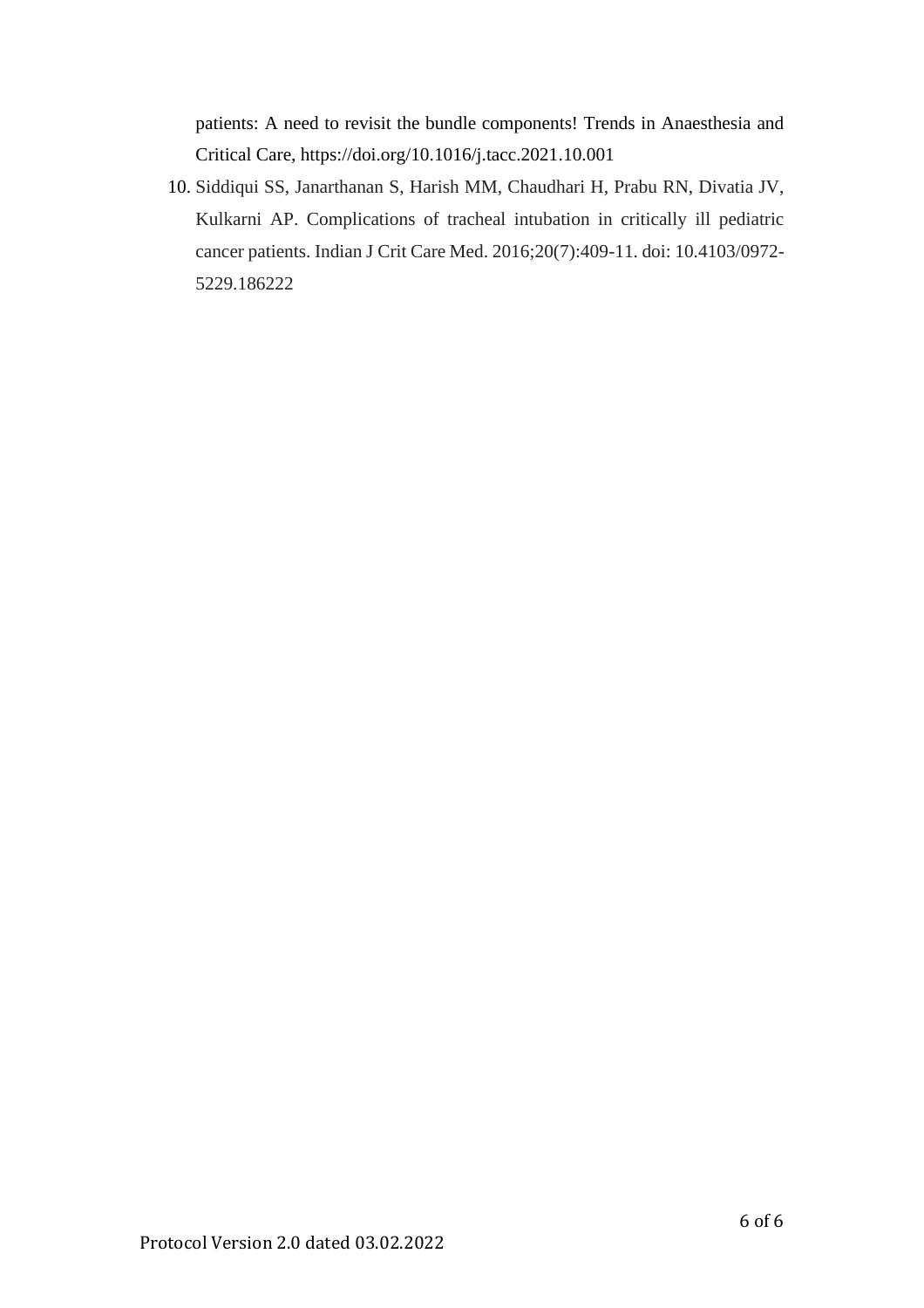patients: A need to revisit the bundle components! Trends in Anaesthesia and Critical Care, https://doi.org/10.1016/j.tacc.2021.10.001

10. Siddiqui SS, Janarthanan S, Harish MM, Chaudhari H, Prabu RN, Divatia JV, Kulkarni AP. Complications of tracheal intubation in critically ill pediatric cancer patients. Indian J Crit Care Med. 2016;20(7):409-11. doi: 10.4103/0972-5229.186222